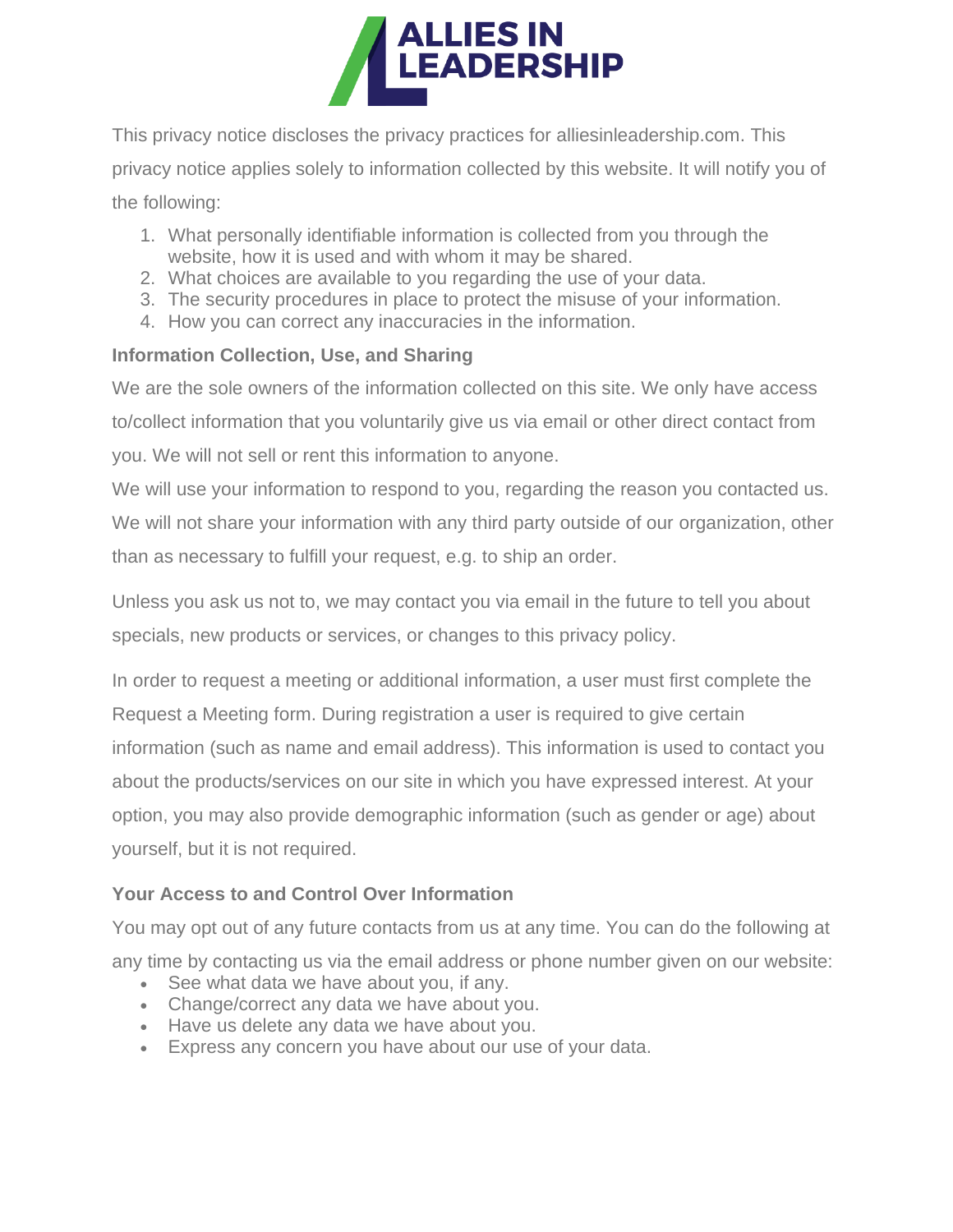# ALLIES IN LEADERSHIP

This privacy notice discloses the privacy practices for alliesinleadership.com. This privacy notice applies solely to information collected by this website. It will notify you of the following:

1. What personally identifiable information is collected from you through the website, how it is used and with whom it may be shared.
2. What choices are available to you regarding the use of your data.
3. The security procedures in place to protect the misuse of your information.
4. How you can correct any inaccuracies in the information.

**Information Collection, Use, and Sharing**

We are the sole owners of the information collected on this site. We only have access to/collect information that you voluntarily give us via email or other direct contact from you. We will not sell or rent this information to anyone.

We will use your information to respond to you, regarding the reason you contacted us. We will not share your information with any third party outside of our organization, other than as necessary to fulfill your request, e.g. to ship an order.

Unless you ask us not to, we may contact you via email in the future to tell you about specials, new products or services, or changes to this privacy policy.

In order to request a meeting or additional information, a user must first complete the Request a Meeting form. During registration a user is required to give certain information (such as name and email address). This information is used to contact you about the products/services on our site in which you have expressed interest. At your option, you may also provide demographic information (such as gender or age) about yourself, but it is not required.

**Your Access to and Control Over Information**

You may opt out of any future contacts from us at any time. You can do the following at any time by contacting us via the email address or phone number given on our website:

- See what data we have about you, if any.
- Change/correct any data we have about you.
- Have us delete any data we have about you.
- Express any concern you have about our use of your data.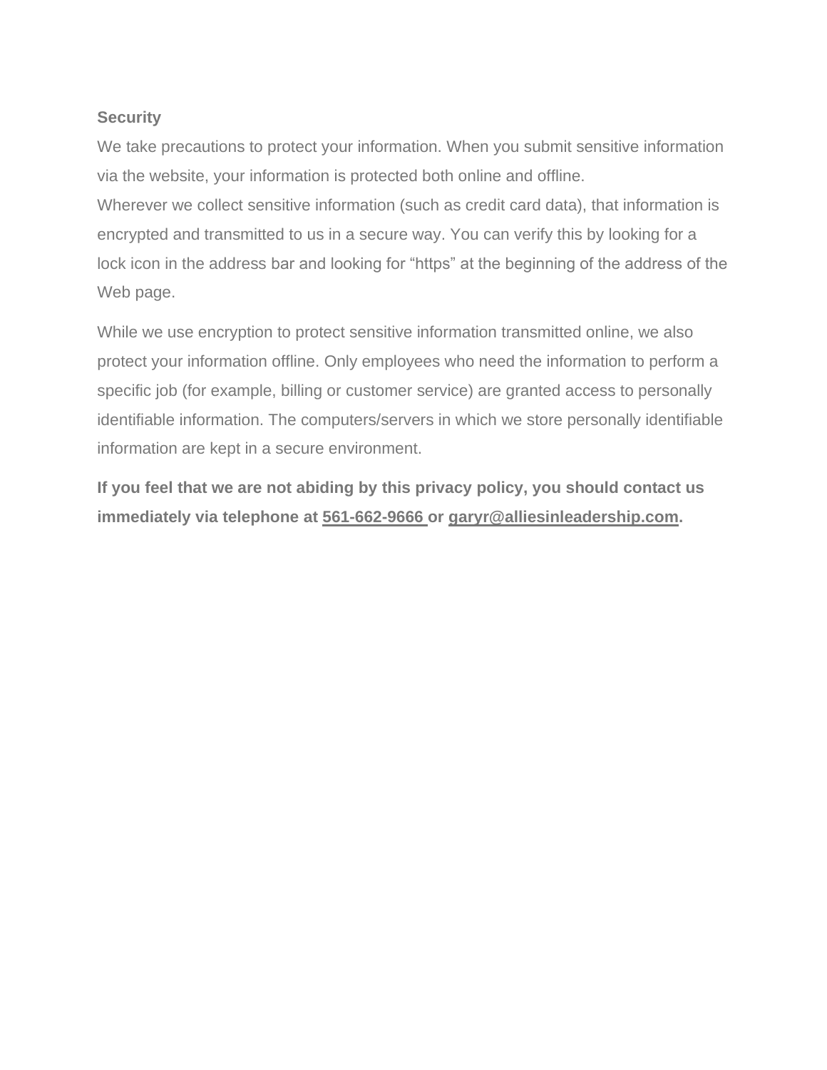**Security**

We take precautions to protect your information. When you submit sensitive information via the website, your information is protected both online and offline.
Wherever we collect sensitive information (such as credit card data), that information is encrypted and transmitted to us in a secure way. You can verify this by looking for a lock icon in the address bar and looking for “https” at the beginning of the address of the Web page.

While we use encryption to protect sensitive information transmitted online, we also protect your information offline. Only employees who need the information to perform a specific job (for example, billing or customer service) are granted access to personally identifiable information. The computers/servers in which we store personally identifiable information are kept in a secure environment.

**If you feel that we are not abiding by this privacy policy, you should contact us immediately via telephone at 561-662-9666 or garyr@alliesinleadership.com.**